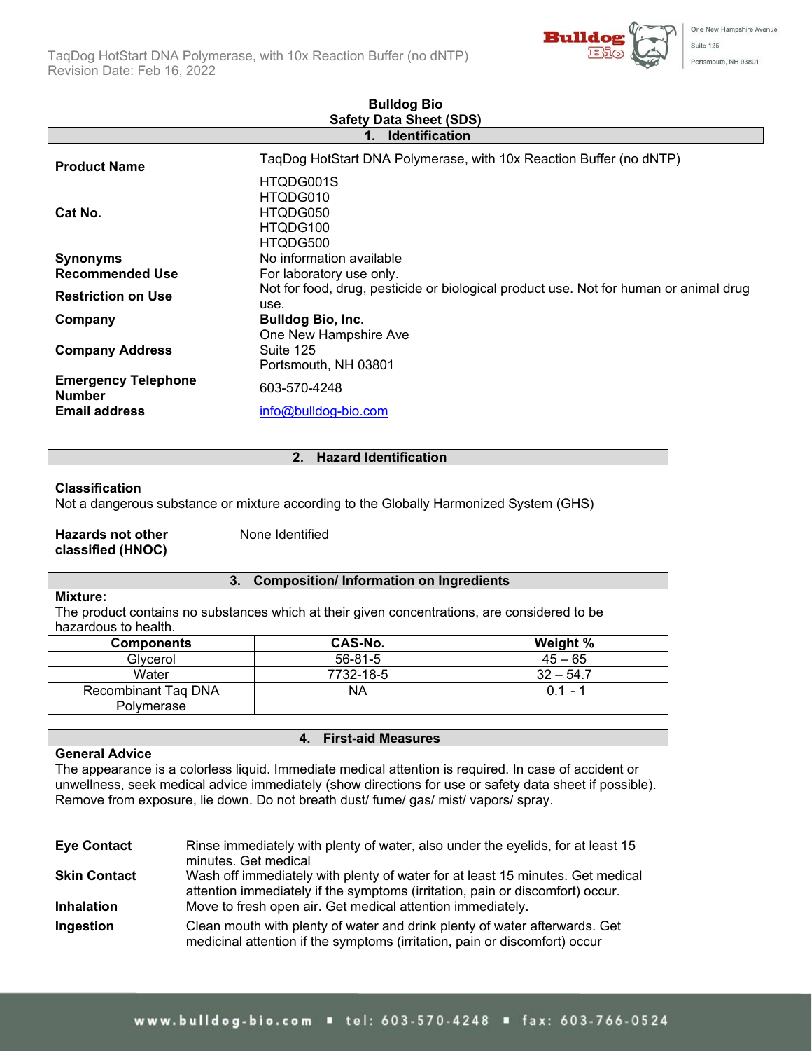# Bulldog Bio
## Safety Data Sheet (SDS)

### 1. Identification

| | |
|---|---|
| **Product Name** | TaqDog HotStart DNA Polymerase, with 10x Reaction Buffer (no dNTP) |
| **Cat No.** | HTQDG001S<br>HTQDG010<br>HTQDG050<br>HTQDG100<br>HTQDG500 |
| **Synonyms** | No information available |
| **Recommended Use** | For laboratory use only. |
| **Restriction on Use** | Not for food, drug, pesticide or biological product use. Not for human or animal drug use. |
| **Company** | **Bulldog Bio, Inc.** |
| **Company Address** | One New Hampshire Ave<br>Suite 125<br>Portsmouth, NH 03801 |
| **Emergency Telephone Number** | 603-570-4248 |
| **Email address** | info@bulldog-bio.com |

### 2. Hazard Identification

**Classification**

Not a dangerous substance or mixture according to the Globally Harmonized System (GHS)

**Hazards not other classified (HNOC)** None Identified

### 3. Composition/ Information on Ingredients

**Mixture:**

The product contains no substances which at their given concentrations, are considered to be hazardous to health.

| Components | CAS-No. | Weight % |
|---|---|---|
| Glycerol | 56-81-5 | 45 – 65 |
| Water | 7732-18-5 | 32 – 54.7 |
| Recombinant Taq DNA Polymerase | NA | 0.1 - 1 |

### 4. First-aid Measures

**General Advice**

The appearance is a colorless liquid. Immediate medical attention is required. In case of accident or unwellness, seek medical advice immediately (show directions for use or safety data sheet if possible). Remove from exposure, lie down. Do not breath dust/ fume/ gas/ mist/ vapors/ spray.

**Eye Contact** Rinse immediately with plenty of water, also under the eyelids, for at least 15 minutes. Get medical

**Skin Contact** Wash off immediately with plenty of water for at least 15 minutes. Get medical attention immediately if the symptoms (irritation, pain or discomfort) occur.

**Inhalation** Move to fresh open air. Get medical attention immediately.

**Ingestion** Clean mouth with plenty of water and drink plenty of water afterwards. Get medicinal attention if the symptoms (irritation, pain or discomfort) occur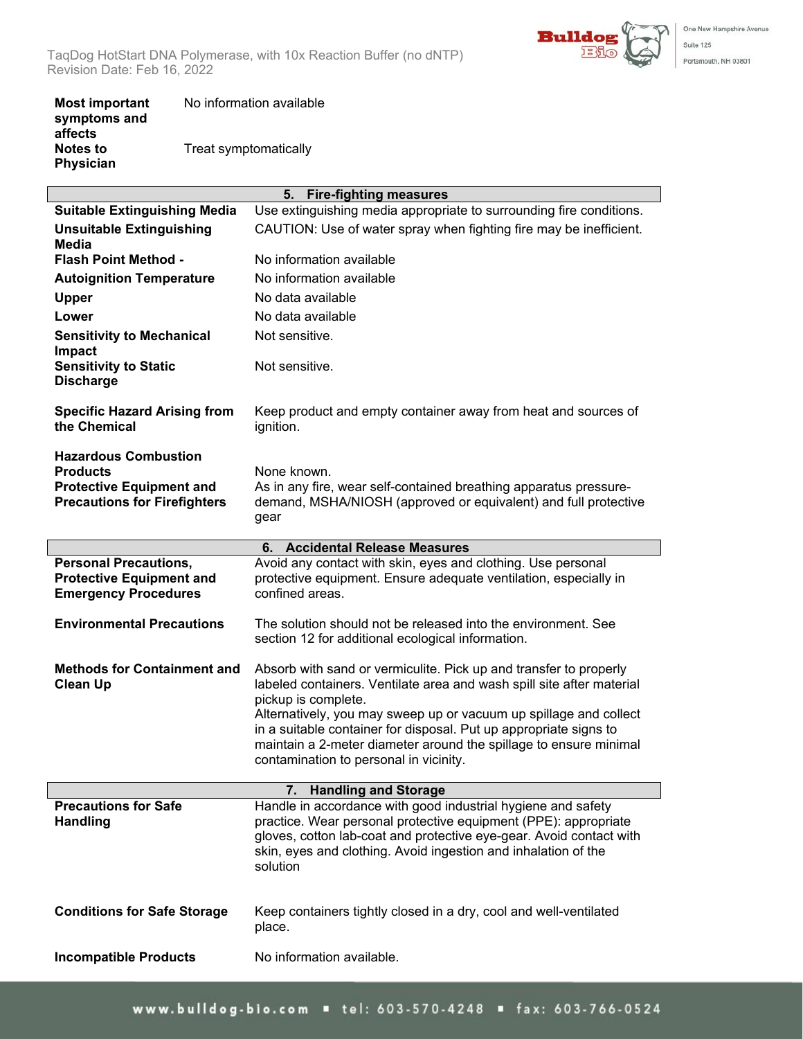| | |
|---|---|
| **Most important symptoms and affects** | No information available |
| **Notes to Physician** | Treat symptomatically |

| 5. Fire-fighting measures | |
|---|---|
| **Suitable Extinguishing Media** | Use extinguishing media appropriate to surrounding fire conditions. |
| **Unsuitable Extinguishing Media** | CAUTION: Use of water spray when fighting fire may be inefficient. |
| **Flash Point Method -** | No information available |
| **Autoignition Temperature** | No information available |
| **Upper** | No data available |
| **Lower** | No data available |
| **Sensitivity to Mechanical Impact** | Not sensitive. |
| **Sensitivity to Static Discharge** | Not sensitive. |
| **Specific Hazard Arising from the Chemical** | Keep product and empty container away from heat and sources of ignition. |
| **Hazardous Combustion Products** | None known. |
| **Protective Equipment and Precautions for Firefighters** | As in any fire, wear self-contained breathing apparatus pressure-demand, MSHA/NIOSH (approved or equivalent) and full protective gear |

| 6. Accidental Release Measures | |
|---|---|
| **Personal Precautions, Protective Equipment and Emergency Procedures** | Avoid any contact with skin, eyes and clothing. Use personal protective equipment. Ensure adequate ventilation, especially in confined areas. |
| **Environmental Precautions** | The solution should not be released into the environment. See section 12 for additional ecological information. |
| **Methods for Containment and Clean Up** | Absorb with sand or vermiculite. Pick up and transfer to properly labeled containers. Ventilate area and wash spill site after material pickup is complete.<br>Alternatively, you may sweep up or vacuum up spillage and collect in a suitable container for disposal. Put up appropriate signs to maintain a 2-meter diameter around the spillage to ensure minimal contamination to personal in vicinity. |

| 7. Handling and Storage | |
|---|---|
| **Precautions for Safe Handling** | Handle in accordance with good industrial hygiene and safety practice. Wear personal protective equipment (PPE): appropriate gloves, cotton lab-coat and protective eye-gear. Avoid contact with skin, eyes and clothing. Avoid ingestion and inhalation of the solution |
| **Conditions for Safe Storage** | Keep containers tightly closed in a dry, cool and well-ventilated place. |
| **Incompatible Products** | No information available. |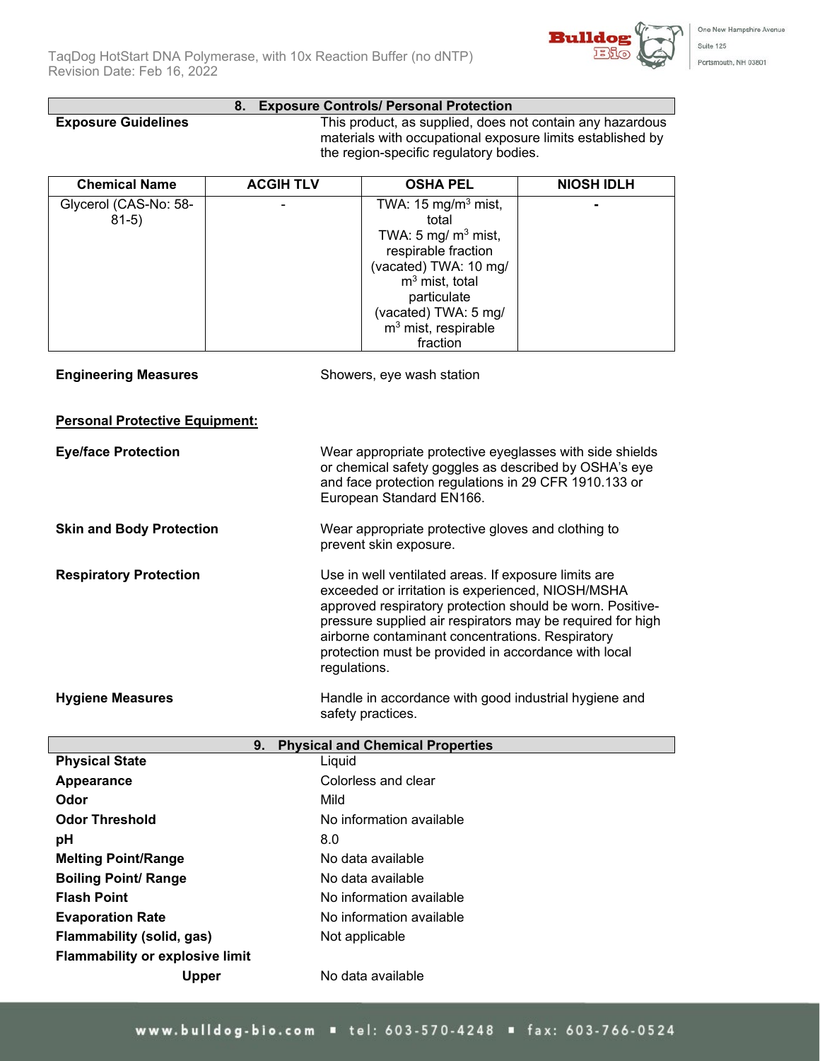## 8. Exposure Controls/ Personal Protection

**Exposure Guidelines** — This product, as supplied, does not contain any hazardous materials with occupational exposure limits established by the region-specific regulatory bodies.

| Chemical Name | ACGIH TLV | OSHA PEL | NIOSH IDLH |
|---|---|---|---|
| Glycerol (CAS-No: 58-81-5) | - | TWA: 15 mg/m$^3$ mist, total TWA: 5 mg/ m$^3$ mist, respirable fraction (vacated) TWA: 10 mg/ m$^3$ mist, total particulate (vacated) TWA: 5 mg/ m$^3$ mist, respirable fraction | - |

**Engineering Measures** — Showers, eye wash station

**Personal Protective Equipment:**

**Eye/face Protection** — Wear appropriate protective eyeglasses with side shields or chemical safety goggles as described by OSHA's eye and face protection regulations in 29 CFR 1910.133 or European Standard EN166.

**Skin and Body Protection** — Wear appropriate protective gloves and clothing to prevent skin exposure.

**Respiratory Protection** — Use in well ventilated areas. If exposure limits are exceeded or irritation is experienced, NIOSH/MSHA approved respiratory protection should be worn. Positive-pressure supplied air respirators may be required for high airborne contaminant concentrations. Respiratory protection must be provided in accordance with local regulations.

**Hygiene Measures** — Handle in accordance with good industrial hygiene and safety practices.

## 9. Physical and Chemical Properties

**Physical State** — Liquid

**Appearance** — Colorless and clear

**Odor** — Mild

**Odor Threshold** — No information available

**pH** — 8.0

**Melting Point/Range** — No data available

**Boiling Point/ Range** — No data available

**Flash Point** — No information available

**Evaporation Rate** — No information available

**Flammability (solid, gas)** — Not applicable

**Flammability or explosive limit**

**Upper** — No data available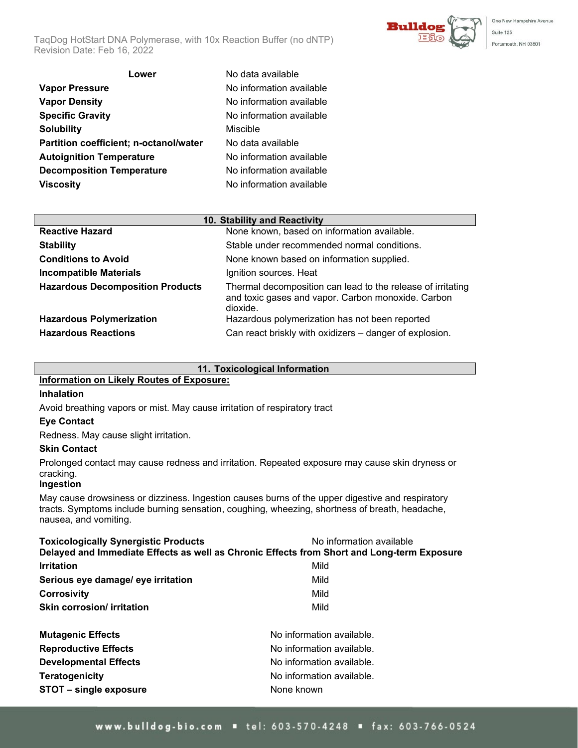| | |
|---|---|
| **Lower** | No data available |
| **Vapor Pressure** | No information available |
| **Vapor Density** | No information available |
| **Specific Gravity** | No information available |
| **Solubility** | Miscible |
| **Partition coefficient; n-octanol/water** | No data available |
| **Autoignition Temperature** | No information available |
| **Decomposition Temperature** | No information available |
| **Viscosity** | No information available |

## 10. Stability and Reactivity

| | |
|---|---|
| **Reactive Hazard** | None known, based on information available. |
| **Stability** | Stable under recommended normal conditions. |
| **Conditions to Avoid** | None known based on information supplied. |
| **Incompatible Materials** | Ignition sources. Heat |
| **Hazardous Decomposition Products** | Thermal decomposition can lead to the release of irritating and toxic gases and vapor. Carbon monoxide. Carbon dioxide. |
| **Hazardous Polymerization** | Hazardous polymerization has not been reported |
| **Hazardous Reactions** | Can react briskly with oxidizers – danger of explosion. |

## 11. Toxicological Information

**Information on Likely Routes of Exposure:**

**Inhalation**

Avoid breathing vapors or mist. May cause irritation of respiratory tract

**Eye Contact**

Redness. May cause slight irritation.

**Skin Contact**

Prolonged contact may cause redness and irritation. Repeated exposure may cause skin dryness or cracking.

**Ingestion**

May cause drowsiness or dizziness. Ingestion causes burns of the upper digestive and respiratory tracts. Symptoms include burning sensation, coughing, wheezing, shortness of breath, headache, nausea, and vomiting.

**Toxicologically Synergistic Products** No information available

**Delayed and Immediate Effects as well as Chronic Effects from Short and Long-term Exposure**

| | |
|---|---|
| **Irritation** | Mild |
| **Serious eye damage/ eye irritation** | Mild |
| **Corrosivity** | Mild |
| **Skin corrosion/ irritation** | Mild |

| | |
|---|---|
| **Mutagenic Effects** | No information available. |
| **Reproductive Effects** | No information available. |
| **Developmental Effects** | No information available. |
| **Teratogenicity** | No information available. |
| **STOT – single exposure** | None known |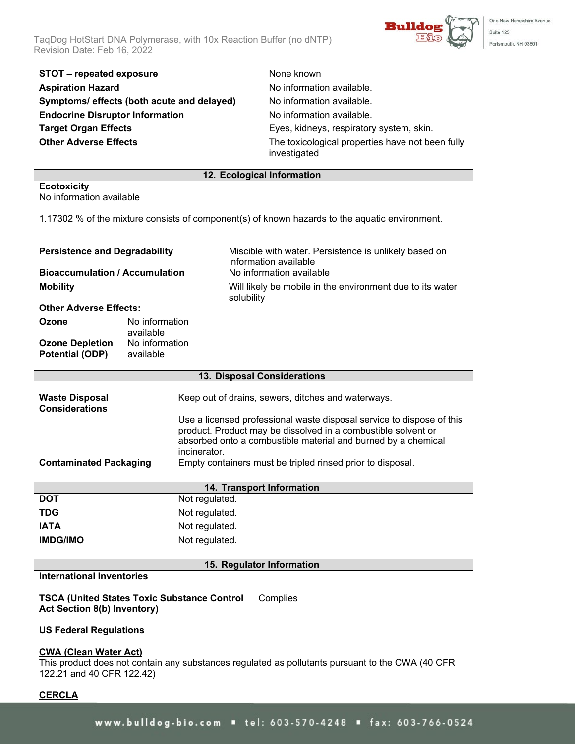| | |
|---|---|
| **STOT – repeated exposure** | None known |
| **Aspiration Hazard** | No information available. |
| **Symptoms/ effects (both acute and delayed)** | No information available. |
| **Endocrine Disruptor Information** | No information available. |
| **Target Organ Effects** | Eyes, kidneys, respiratory system, skin. |
| **Other Adverse Effects** | The toxicological properties have not been fully investigated |

## 12. Ecological Information

**Ecotoxicity**
No information available

1.17302 % of the mixture consists of component(s) of known hazards to the aquatic environment.

| | |
|---|---|
| **Persistence and Degradability** | Miscible with water. Persistence is unlikely based on information available |
| **Bioaccumulation / Accumulation** | No information available |
| **Mobility** | Will likely be mobile in the environment due to its water solubility |

**Other Adverse Effects:**

| | |
|---|---|
| **Ozone** | No information available |
| **Ozone Depletion Potential (ODP)** | No information available |

## 13. Disposal Considerations

| | |
|---|---|
| **Waste Disposal Considerations** | Keep out of drains, sewers, ditches and waterways.<br><br>Use a licensed professional waste disposal service to dispose of this product. Product may be dissolved in a combustible solvent or absorbed onto a combustible material and burned by a chemical incinerator. |
| **Contaminated Packaging** | Empty containers must be tripled rinsed prior to disposal. |

## 14. Transport Information

| | |
|---|---|
| **DOT** | Not regulated. |
| **TDG** | Not regulated. |
| **IATA** | Not regulated. |
| **IMDG/IMO** | Not regulated. |

## 15. Regulator Information

**International Inventories**

| | |
|---|---|
| **TSCA (United States Toxic Substance Control Act Section 8(b) Inventory)** | Complies |

**US Federal Regulations**

**CWA (Clean Water Act)**
This product does not contain any substances regulated as pollutants pursuant to the CWA (40 CFR 122.21 and 40 CFR 122.42)

**CERCLA**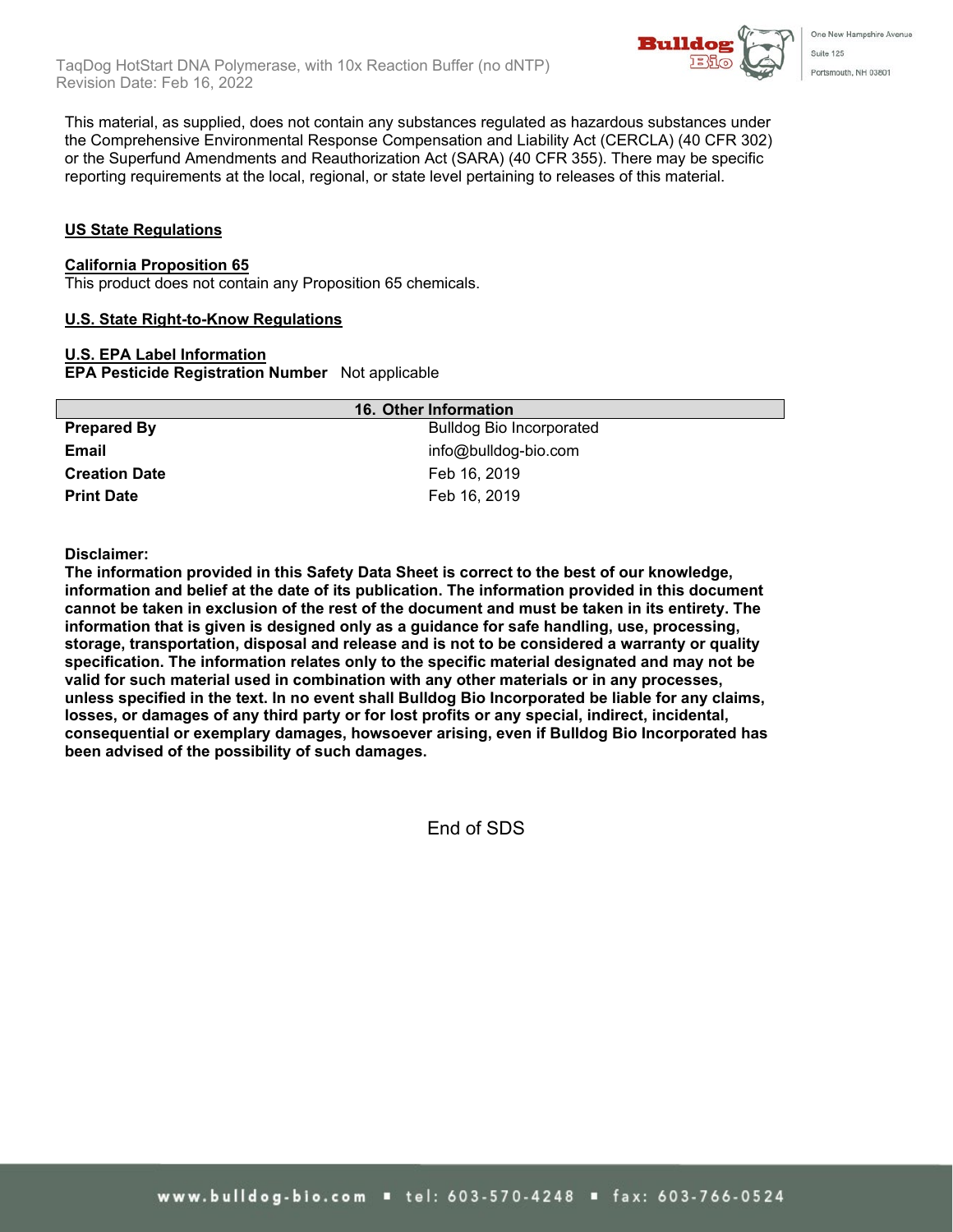This material, as supplied, does not contain any substances regulated as hazardous substances under the Comprehensive Environmental Response Compensation and Liability Act (CERCLA) (40 CFR 302) or the Superfund Amendments and Reauthorization Act (SARA) (40 CFR 355). There may be specific reporting requirements at the local, regional, or state level pertaining to releases of this material.

**US State Regulations**

**California Proposition 65**
This product does not contain any Proposition 65 chemicals.

**U.S. State Right-to-Know Regulations**

**U.S. EPA Label Information**
**EPA Pesticide Registration Number** Not applicable

## 16. Other Information

| | |
|---|---|
| **Prepared By** | Bulldog Bio Incorporated |
| **Email** | info@bulldog-bio.com |
| **Creation Date** | Feb 16, 2019 |
| **Print Date** | Feb 16, 2019 |

**Disclaimer:**
**The information provided in this Safety Data Sheet is correct to the best of our knowledge, information and belief at the date of its publication. The information provided in this document cannot be taken in exclusion of the rest of the document and must be taken in its entirety. The information that is given is designed only as a guidance for safe handling, use, processing, storage, transportation, disposal and release and is not to be considered a warranty or quality specification. The information relates only to the specific material designated and may not be valid for such material used in combination with any other materials or in any processes, unless specified in the text. In no event shall Bulldog Bio Incorporated be liable for any claims, losses, or damages of any third party or for lost profits or any special, indirect, incidental, consequential or exemplary damages, howsoever arising, even if Bulldog Bio Incorporated has been advised of the possibility of such damages.**

End of SDS